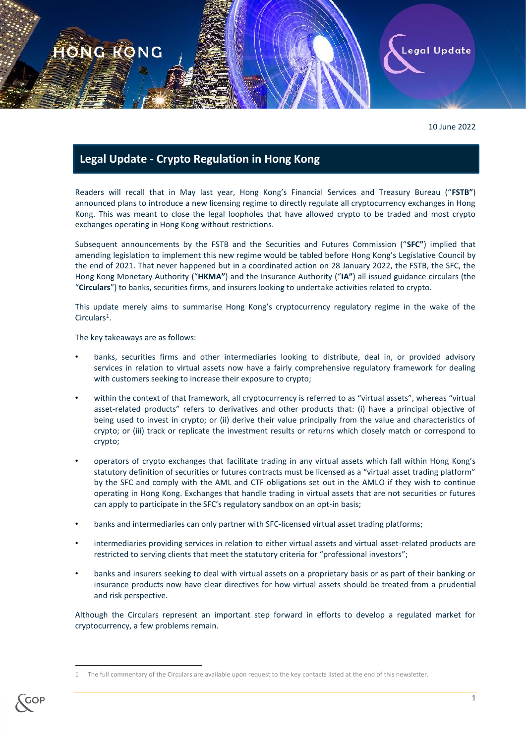10 June 2022

## Legal Update - Crypto Regulation in Hong Kong

Readers will recall that in May last year, Hong Kong's Financial Services and Treasury Bureau ("**FSTB**") announced plans to introduce a new licensing regime to directly regulate all cryptocurrency exchanges in Hong Kong. This was meant to close the legal loopholes that have allowed crypto to be traded and most crypto exchanges operating in Hong Kong without restrictions.

Subsequent announcements by the FSTB and the Securities and Futures Commission ("**SFC**") implied that amending legislation to implement this new regime would be tabled before Hong Kong's Legislative Council by the end of 2021. That never happened but in a coordinated action on 28 January 2022, the FSTB, the SFC, the Hong Kong Monetary Authority ("**HKMA**") and the Insurance Authority ("**IA**") all issued guidance circulars (the "**Circulars**") to banks, securities firms, and insurers looking to undertake activities related to crypto.

This update merely aims to summarise Hong Kong's cryptocurrency regulatory regime in the wake of the Circulars[1].

The key takeaways are as follows:

- banks, securities firms and other intermediaries looking to distribute, deal in, or provided advisory services in relation to virtual assets now have a fairly comprehensive regulatory framework for dealing with customers seeking to increase their exposure to crypto;
- within the context of that framework, all cryptocurrency is referred to as "virtual assets", whereas "virtual asset-related products" refers to derivatives and other products that: (i) have a principal objective of being used to invest in crypto; or (ii) derive their value principally from the value and characteristics of crypto; or (iii) track or replicate the investment results or returns which closely match or correspond to crypto;
- operators of crypto exchanges that facilitate trading in any virtual assets which fall within Hong Kong's statutory definition of securities or futures contracts must be licensed as a "virtual asset trading platform" by the SFC and comply with the AML and CTF obligations set out in the AMLO if they wish to continue operating in Hong Kong. Exchanges that handle trading in virtual assets that are not securities or futures can apply to participate in the SFC's regulatory sandbox on an opt-in basis;
- banks and intermediaries can only partner with SFC-licensed virtual asset trading platforms;
- intermediaries providing services in relation to either virtual assets and virtual asset-related products are restricted to serving clients that meet the statutory criteria for "professional investors";
- banks and insurers seeking to deal with virtual assets on a proprietary basis or as part of their banking or insurance products now have clear directives for how virtual assets should be treated from a prudential and risk perspective.

Although the Circulars represent an important step forward in efforts to develop a regulated market for cryptocurrency, a few problems remain.

---

1 The full commentary of the Circulars are available upon request to the key contacts listed at the end of this newsletter.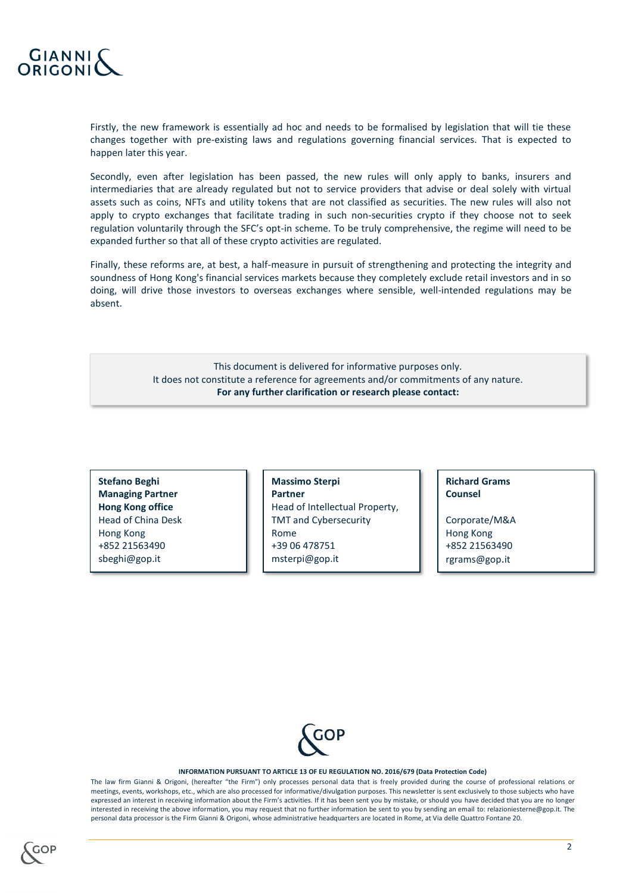Firstly, the new framework is essentially ad hoc and needs to be formalised by legislation that will tie these changes together with pre-existing laws and regulations governing financial services. That is expected to happen later this year.

Secondly, even after legislation has been passed, the new rules will only apply to banks, insurers and intermediaries that are already regulated but not to service providers that advise or deal solely with virtual assets such as coins, NFTs and utility tokens that are not classified as securities. The new rules will also not apply to crypto exchanges that facilitate trading in such non-securities crypto if they choose not to seek regulation voluntarily through the SFC's opt-in scheme. To be truly comprehensive, the regime will need to be expanded further so that all of these crypto activities are regulated.

Finally, these reforms are, at best, a half-measure in pursuit of strengthening and protecting the integrity and soundness of Hong Kong's financial services markets because they completely exclude retail investors and in so doing, will drive those investors to overseas exchanges where sensible, well-intended regulations may be absent.

This document is delivered for informative purposes only.
It does not constitute a reference for agreements and/or commitments of any nature.
**For any further clarification or research please contact:**

**Stefano Beghi**
**Managing Partner**
**Hong Kong office**
Head of China Desk
Hong Kong
+852 21563490
sbeghi@gop.it

**Massimo Sterpi**
**Partner**
Head of Intellectual Property, TMT and Cybersecurity
Rome
+39 06 478751
msterpi@gop.it

**Richard Grams**
**Counsel**

Corporate/M&A
Hong Kong
+852 21563490
rgrams@gop.it

**INFORMATION PURSUANT TO ARTICLE 13 OF EU REGULATION NO. 2016/679 (Data Protection Code)**

The law firm Gianni & Origoni, (hereafter "the Firm") only processes personal data that is freely provided during the course of professional relations or meetings, events, workshops, etc., which are also processed for informative/divulgation purposes. This newsletter is sent exclusively to those subjects who have expressed an interest in receiving information about the Firm's activities. If it has been sent you by mistake, or should you have decided that you are no longer interested in receiving the above information, you may request that no further information be sent to you by sending an email to: relazioniesterne@gop.it. The personal data processor is the Firm Gianni & Origoni, whose administrative headquarters are located in Rome, at Via delle Quattro Fontane 20.